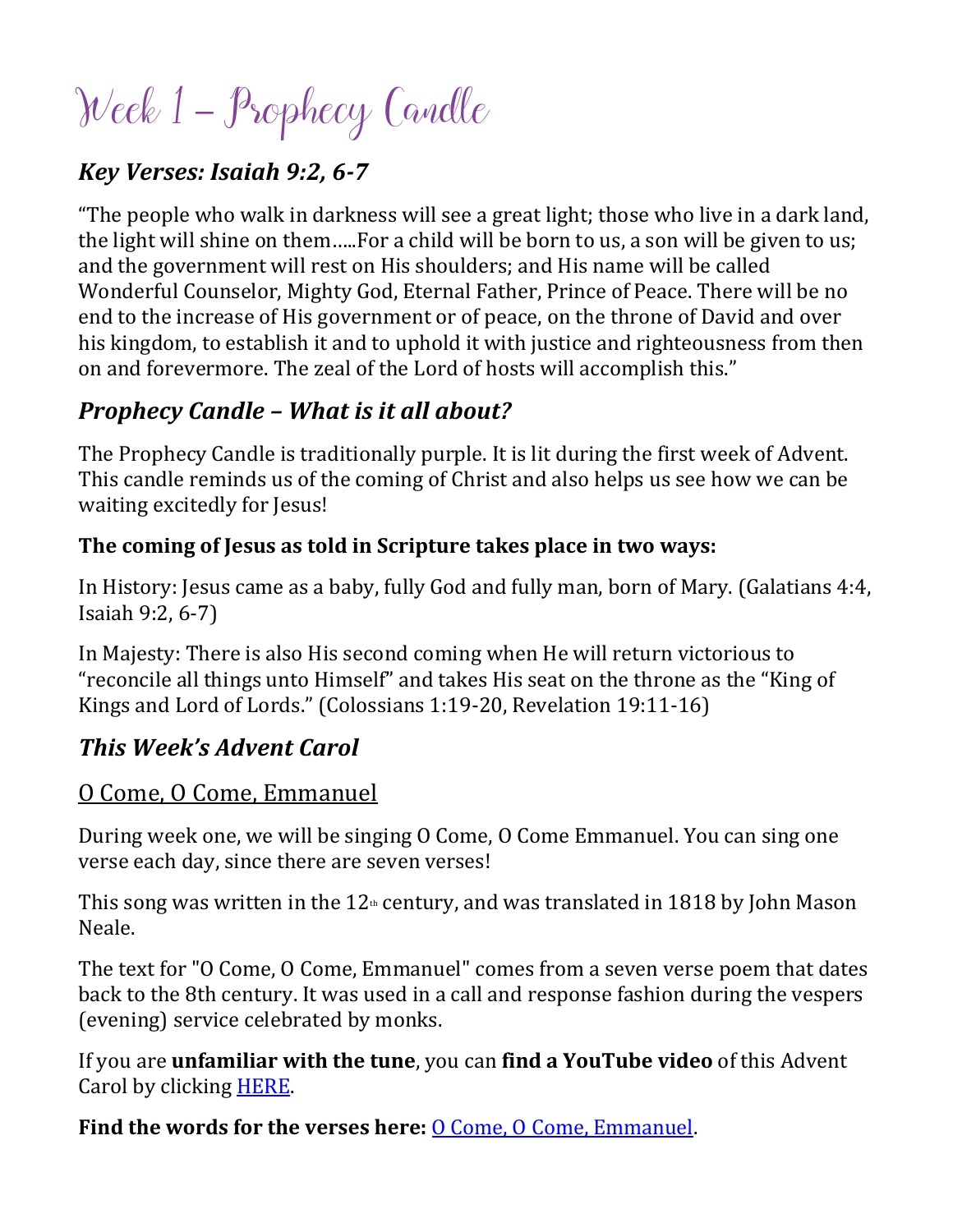# Week 1 – Prophecy Candle

## *Key Verses: Isaiah 9:2, 6-7*

"The people who walk in darkness will see a great light; those who live in a dark land, the light will shine on them…..For a child will be born to us, a son will be given to us; and the government will rest on His shoulders; and His name will be called Wonderful Counselor, Mighty God, Eternal Father, Prince of Peace. There will be no end to the increase of His government or of peace, on the throne of David and over his kingdom, to establish it and to uphold it with justice and righteousness from then on and forevermore. The zeal of the Lord of hosts will accomplish this."

## *Prophecy Candle – What is it all about?*

The Prophecy Candle is traditionally purple. It is lit during the first week of Advent. This candle reminds us of the coming of Christ and also helps us see how we can be waiting excitedly for Jesus!

**The coming of Jesus as told in Scripture takes place in two ways:**

In History: Jesus came as a baby, fully God and fully man, born of Mary. (Galatians 4:4, Isaiah 9:2, 6-7)

In Majesty: There is also His second coming when He will return victorious to "reconcile all things unto Himself" and takes His seat on the throne as the "King of Kings and Lord of Lords." (Colossians 1:19-20, Revelation 19:11-16)

## *This Week's Advent Carol*

### O Come, O Come, Emmanuel

During week one, we will be singing O Come, O Come Emmanuel. You can sing one verse each day, since there are seven verses!

This song was written in the 12th century, and was translated in 1818 by John Mason Neale.

The text for "O Come, O Come, Emmanuel" comes from a seven verse poem that dates back to the 8th century. It was used in a call and response fashion during the vespers (evening) service celebrated by monks.

If you are **unfamiliar with the tune**, you can **find a YouTube video** of this Advent Carol by clicking HERE.

**Find the words for the verses here:** O Come, O Come, Emmanuel.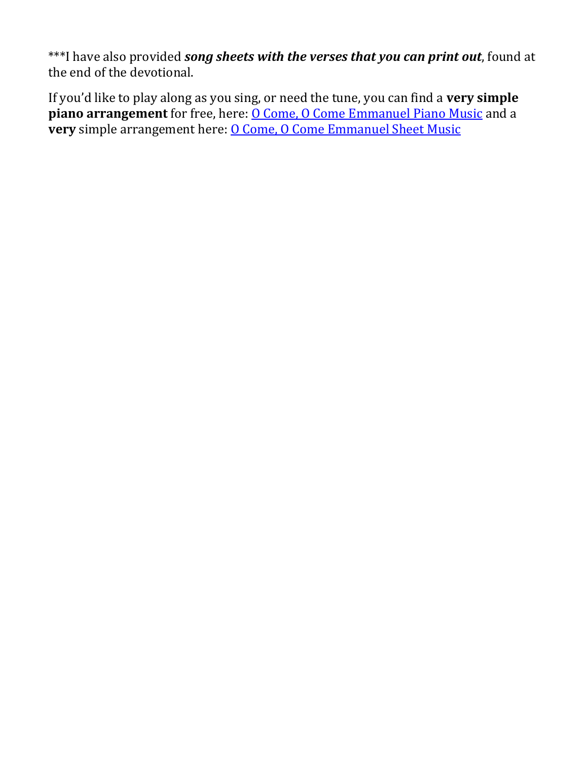***I have also provided ***song sheets with the verses that you can print out***, found at the end of the devotional.

If you'd like to play along as you sing, or need the tune, you can find a **very simple piano arrangement** for free, here: O Come, O Come Emmanuel Piano Music and a **very** simple arrangement here: O Come, O Come Emmanuel Sheet Music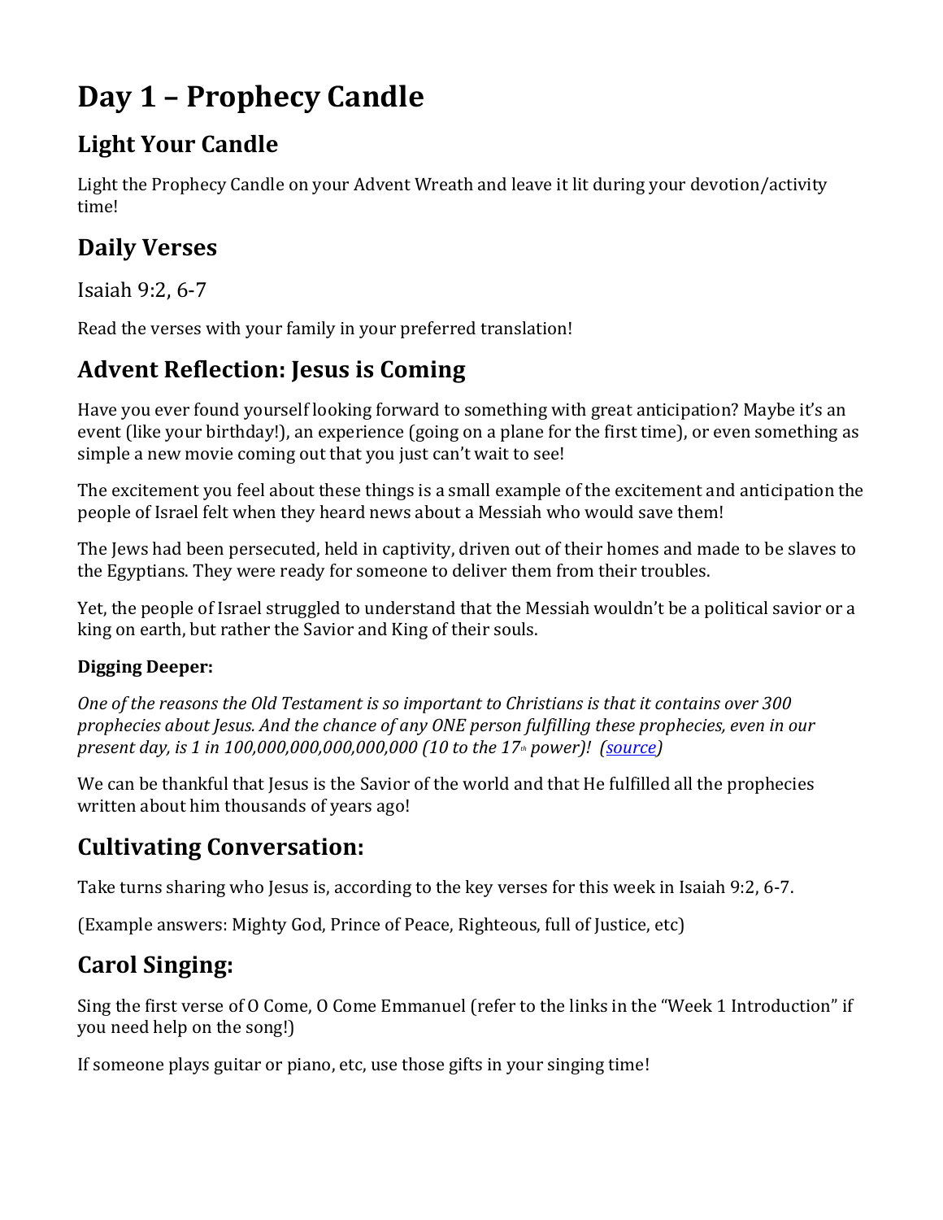# Day 1 – Prophecy Candle

## Light Your Candle

Light the Prophecy Candle on your Advent Wreath and leave it lit during your devotion/activity time!

## Daily Verses

Isaiah 9:2, 6-7

Read the verses with your family in your preferred translation!

## Advent Reflection: Jesus is Coming

Have you ever found yourself looking forward to something with great anticipation? Maybe it's an event (like your birthday!), an experience (going on a plane for the first time), or even something as simple a new movie coming out that you just can't wait to see!

The excitement you feel about these things is a small example of the excitement and anticipation the people of Israel felt when they heard news about a Messiah who would save them!

The Jews had been persecuted, held in captivity, driven out of their homes and made to be slaves to the Egyptians. They were ready for someone to deliver them from their troubles.

Yet, the people of Israel struggled to understand that the Messiah wouldn't be a political savior or a king on earth, but rather the Savior and King of their souls.

### Digging Deeper:

*One of the reasons the Old Testament is so important to Christians is that it contains over 300 prophecies about Jesus. And the chance of any ONE person fulfilling these prophecies, even in our present day, is 1 in 100,000,000,000,000,000 (10 to the 17th power)! (source)*

We can be thankful that Jesus is the Savior of the world and that He fulfilled all the prophecies written about him thousands of years ago!

## Cultivating Conversation:

Take turns sharing who Jesus is, according to the key verses for this week in Isaiah 9:2, 6-7.

(Example answers: Mighty God, Prince of Peace, Righteous, full of Justice, etc)

## Carol Singing:

Sing the first verse of O Come, O Come Emmanuel (refer to the links in the "Week 1 Introduction" if you need help on the song!)

If someone plays guitar or piano, etc, use those gifts in your singing time!